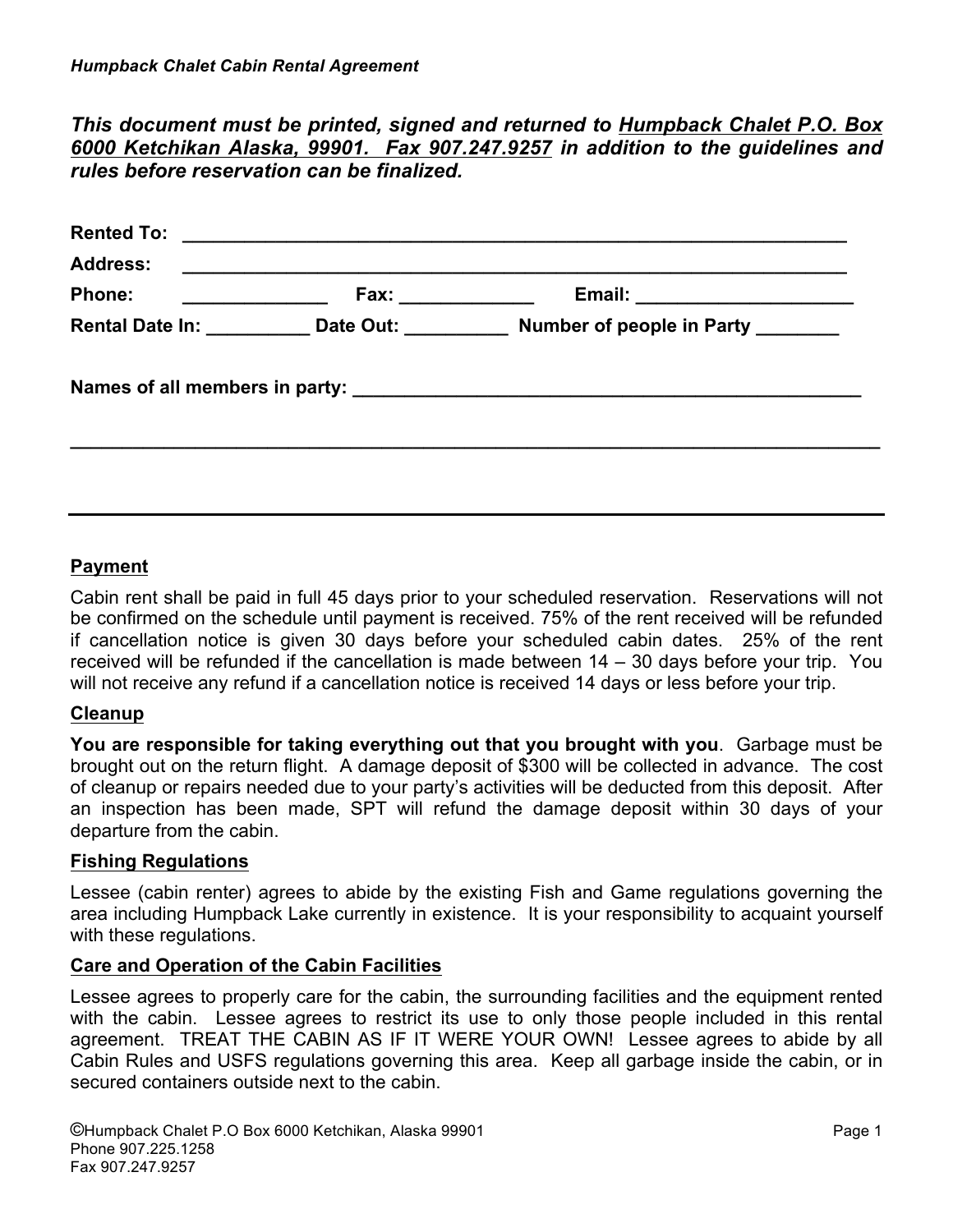*This document must be printed, signed and returned to Humpback Chalet P.O. Box 6000 Ketchikan Alaska, 99901. Fax 907.247.9257 in addition to the guidelines and rules before reservation can be finalized.*

**Rented To:** ____________________________________________________________

**Address:** ____________________________________________________________

**Phone:** ______________ **Fax:** _____________ **Email:** _____________________

**Rental Date In:** __________ **Date Out:** __________ **Number of people in Party** ________

**Names of all members in party:** ______________________________________________

___________________________________________________________________________

___________________________________________________________________________

## Payment

Cabin rent shall be paid in full 45 days prior to your scheduled reservation. Reservations will not be confirmed on the schedule until payment is received. 75% of the rent received will be refunded if cancellation notice is given 30 days before your scheduled cabin dates. 25% of the rent received will be refunded if the cancellation is made between 14 – 30 days before your trip. You will not receive any refund if a cancellation notice is received 14 days or less before your trip.

## Cleanup

**You are responsible for taking everything out that you brought with you**. Garbage must be brought out on the return flight. A damage deposit of $300 will be collected in advance. The cost of cleanup or repairs needed due to your party's activities will be deducted from this deposit. After an inspection has been made, SPT will refund the damage deposit within 30 days of your departure from the cabin.

## Fishing Regulations

Lessee (cabin renter) agrees to abide by the existing Fish and Game regulations governing the area including Humpback Lake currently in existence. It is your responsibility to acquaint yourself with these regulations.

## Care and Operation of the Cabin Facilities

Lessee agrees to properly care for the cabin, the surrounding facilities and the equipment rented with the cabin. Lessee agrees to restrict its use to only those people included in this rental agreement. TREAT THE CABIN AS IF IT WERE YOUR OWN! Lessee agrees to abide by all Cabin Rules and USFS regulations governing this area. Keep all garbage inside the cabin, or in secured containers outside next to the cabin.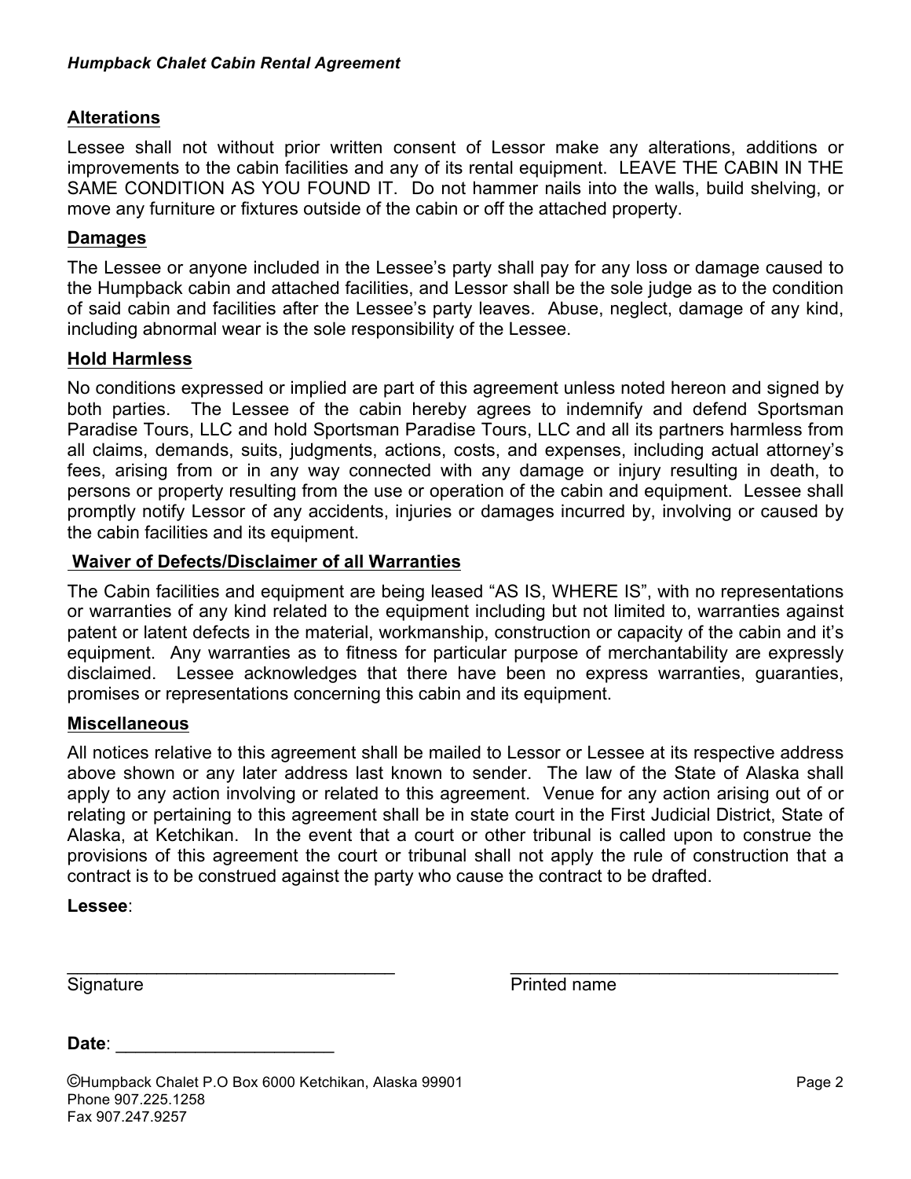## Alterations

Lessee shall not without prior written consent of Lessor make any alterations, additions or improvements to the cabin facilities and any of its rental equipment. LEAVE THE CABIN IN THE SAME CONDITION AS YOU FOUND IT. Do not hammer nails into the walls, build shelving, or move any furniture or fixtures outside of the cabin or off the attached property.

## Damages

The Lessee or anyone included in the Lessee's party shall pay for any loss or damage caused to the Humpback cabin and attached facilities, and Lessor shall be the sole judge as to the condition of said cabin and facilities after the Lessee's party leaves. Abuse, neglect, damage of any kind, including abnormal wear is the sole responsibility of the Lessee.

## Hold Harmless

No conditions expressed or implied are part of this agreement unless noted hereon and signed by both parties. The Lessee of the cabin hereby agrees to indemnify and defend Sportsman Paradise Tours, LLC and hold Sportsman Paradise Tours, LLC and all its partners harmless from all claims, demands, suits, judgments, actions, costs, and expenses, including actual attorney's fees, arising from or in any way connected with any damage or injury resulting in death, to persons or property resulting from the use or operation of the cabin and equipment. Lessee shall promptly notify Lessor of any accidents, injuries or damages incurred by, involving or caused by the cabin facilities and its equipment.

## Waiver of Defects/Disclaimer of all Warranties

The Cabin facilities and equipment are being leased "AS IS, WHERE IS", with no representations or warranties of any kind related to the equipment including but not limited to, warranties against patent or latent defects in the material, workmanship, construction or capacity of the cabin and it's equipment. Any warranties as to fitness for particular purpose of merchantability are expressly disclaimed. Lessee acknowledges that there have been no express warranties, guaranties, promises or representations concerning this cabin and its equipment.

## Miscellaneous

All notices relative to this agreement shall be mailed to Lessor or Lessee at its respective address above shown or any later address last known to sender. The law of the State of Alaska shall apply to any action involving or related to this agreement. Venue for any action arising out of or relating or pertaining to this agreement shall be in state court in the First Judicial District, State of Alaska, at Ketchikan. In the event that a court or other tribunal is called upon to construe the provisions of this agreement the court or tribunal shall not apply the rule of construction that a contract is to be construed against the party who cause the contract to be drafted.

**Lessee**:

_________________________________ _________________________________

Signature Printed name

**Date**: ______________________

©Humpback Chalet P.O Box 6000 Ketchikan, Alaska 99901
Phone 907.225.1258
Fax 907.247.9257